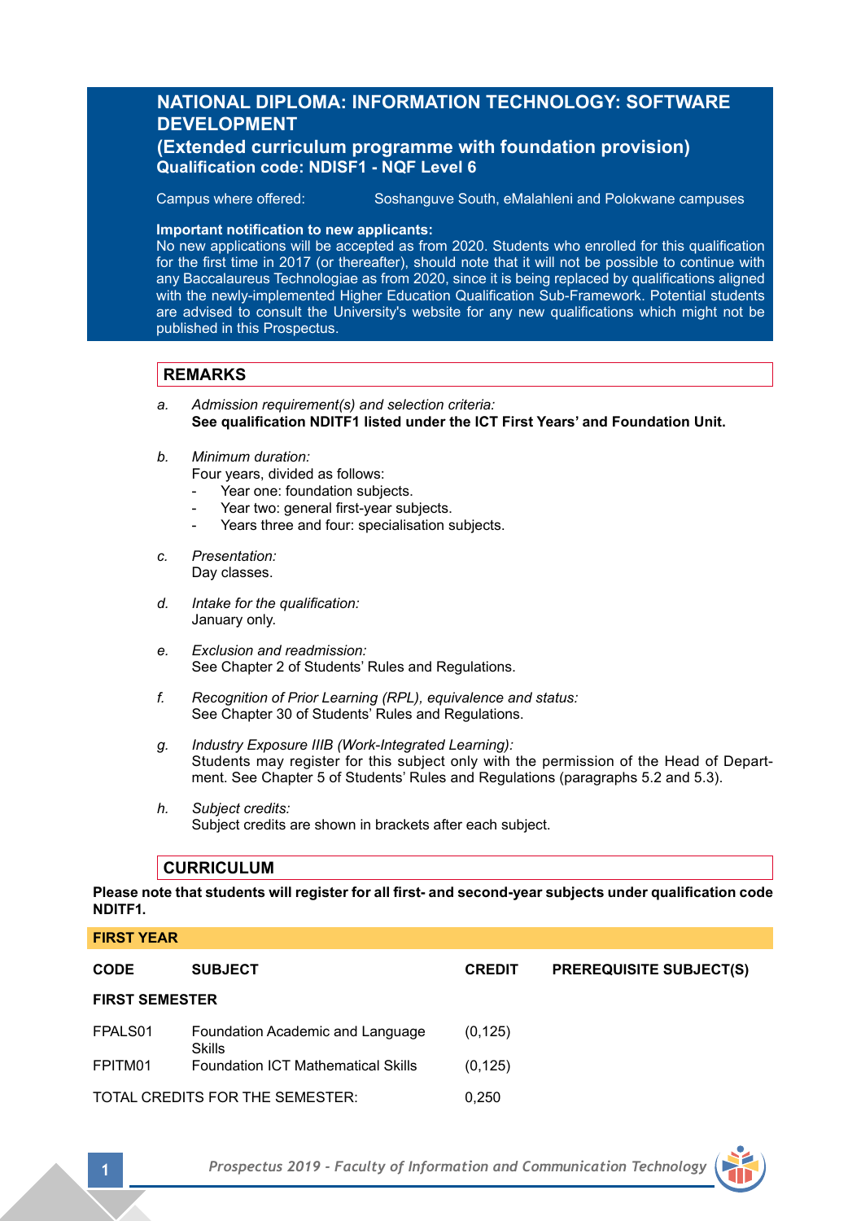# NATIONAL DIPLOMA: INFORMATION TECHNOLOGY: SOFTWARE DEVELOPMENT

## (Extended curriculum programme with foundation provision)

**Qualification code: NDISF1 - NQF Level 6**

Campus where offered: Soshanguve South, eMalahleni and Polokwane campuses

**Important notification to new applicants:**
No new applications will be accepted as from 2020. Students who enrolled for this qualification for the first time in 2017 (or thereafter), should note that it will not be possible to continue with any Baccalaureus Technologiae as from 2020, since it is being replaced by qualifications aligned with the newly-implemented Higher Education Qualification Sub-Framework. Potential students are advised to consult the University's website for any new qualifications which might not be published in this Prospectus.

## REMARKS

a. *Admission requirement(s) and selection criteria:*
   **See qualification NDITF1 listed under the ICT First Years' and Foundation Unit.**

b. *Minimum duration:*
   Four years, divided as follows:
   - Year one: foundation subjects.
   - Year two: general first-year subjects.
   - Years three and four: specialisation subjects.

c. *Presentation:*
   Day classes.

d. *Intake for the qualification:*
   January only.

e. *Exclusion and readmission:*
   See Chapter 2 of Students' Rules and Regulations.

f. *Recognition of Prior Learning (RPL), equivalence and status:*
   See Chapter 30 of Students' Rules and Regulations.

g. *Industry Exposure IIIB (Work-Integrated Learning):*
   Students may register for this subject only with the permission of the Head of Department. See Chapter 5 of Students' Rules and Regulations (paragraphs 5.2 and 5.3).

h. *Subject credits:*
   Subject credits are shown in brackets after each subject.

## CURRICULUM

**Please note that students will register for all first- and second-year subjects under qualification code NDITF1.**

### FIRST YEAR

| CODE | SUBJECT | CREDIT | PREREQUISITE SUBJECT(S) |
|---|---|---|---|
| **FIRST SEMESTER** | | | |
| FPALS01 | Foundation Academic and Language Skills | (0,125) | |
| FPITM01 | Foundation ICT Mathematical Skills | (0,125) | |
| TOTAL CREDITS FOR THE SEMESTER: | | 0,250 | |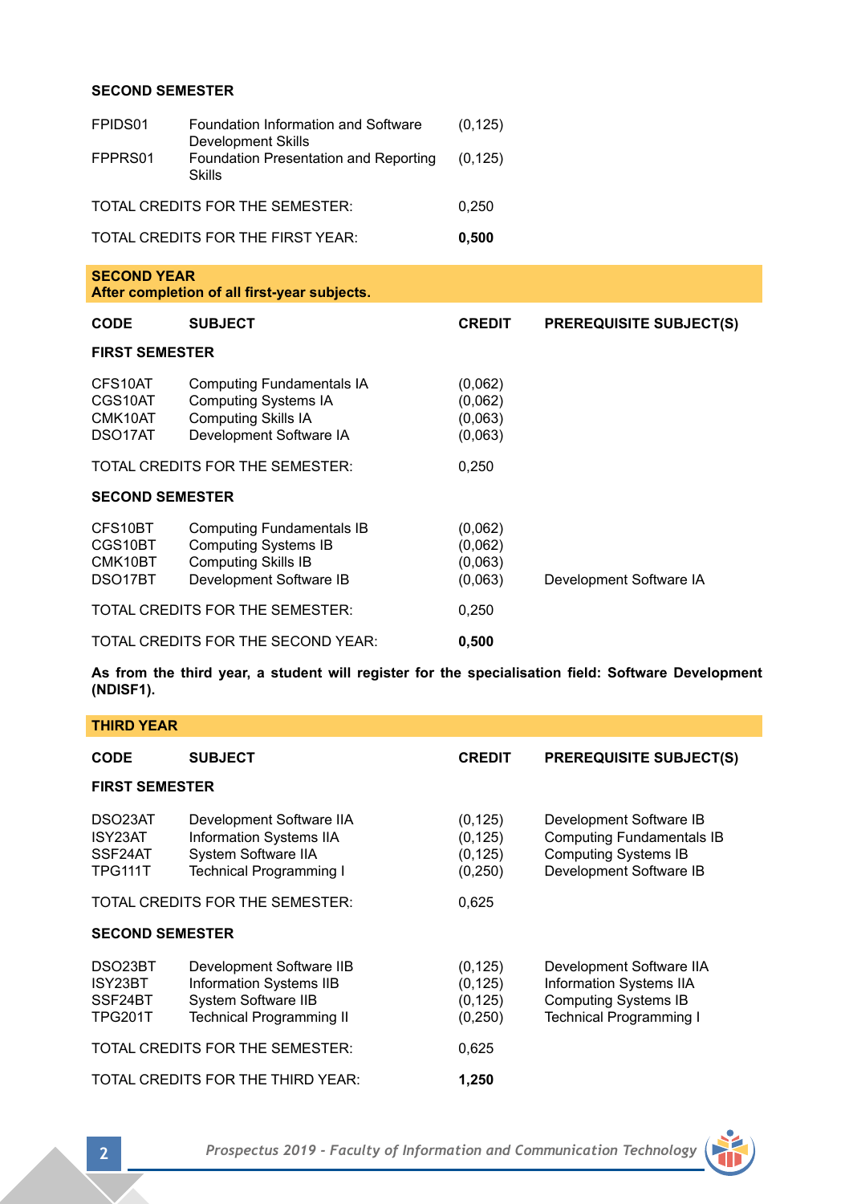**SECOND SEMESTER**

| | | |
|---|---|---|
| FPIDS01 | Foundation Information and Software Development Skills | (0,125) |
| FPPRS01 | Foundation Presentation and Reporting Skills | (0,125) |
| TOTAL CREDITS FOR THE SEMESTER: | | 0,250 |
| TOTAL CREDITS FOR THE FIRST YEAR: | | **0,500** |

## SECOND YEAR

**After completion of all first-year subjects.**

| CODE | SUBJECT | CREDIT | PREREQUISITE SUBJECT(S) |
|---|---|---|---|
| **FIRST SEMESTER** | | | |
| CFS10AT | Computing Fundamentals IA | (0,062) | |
| CGS10AT | Computing Systems IA | (0,062) | |
| CMK10AT | Computing Skills IA | (0,063) | |
| DSO17AT | Development Software IA | (0,063) | |
| TOTAL CREDITS FOR THE SEMESTER: | | 0,250 | |
| **SECOND SEMESTER** | | | |
| CFS10BT | Computing Fundamentals IB | (0,062) | |
| CGS10BT | Computing Systems IB | (0,062) | |
| CMK10BT | Computing Skills IB | (0,063) | |
| DSO17BT | Development Software IB | (0,063) | Development Software IA |
| TOTAL CREDITS FOR THE SEMESTER: | | 0,250 | |
| TOTAL CREDITS FOR THE SECOND YEAR: | | **0,500** | |

**As from the third year, a student will register for the specialisation field: Software Development (NDISF1).**

## THIRD YEAR

| CODE | SUBJECT | CREDIT | PREREQUISITE SUBJECT(S) |
|---|---|---|---|
| **FIRST SEMESTER** | | | |
| DSO23AT | Development Software IIA | (0,125) | Development Software IB |
| ISY23AT | Information Systems IIA | (0,125) | Computing Fundamentals IB |
| SSF24AT | System Software IIA | (0,125) | Computing Systems IB |
| TPG111T | Technical Programming I | (0,250) | Development Software IB |
| TOTAL CREDITS FOR THE SEMESTER: | | 0,625 | |
| **SECOND SEMESTER** | | | |
| DSO23BT | Development Software IIB | (0,125) | Development Software IIA |
| ISY23BT | Information Systems IIB | (0,125) | Information Systems IIA |
| SSF24BT | System Software IIB | (0,125) | Computing Systems IB |
| TPG201T | Technical Programming II | (0,250) | Technical Programming I |
| TOTAL CREDITS FOR THE SEMESTER: | | 0,625 | |
| TOTAL CREDITS FOR THE THIRD YEAR: | | **1,250** | |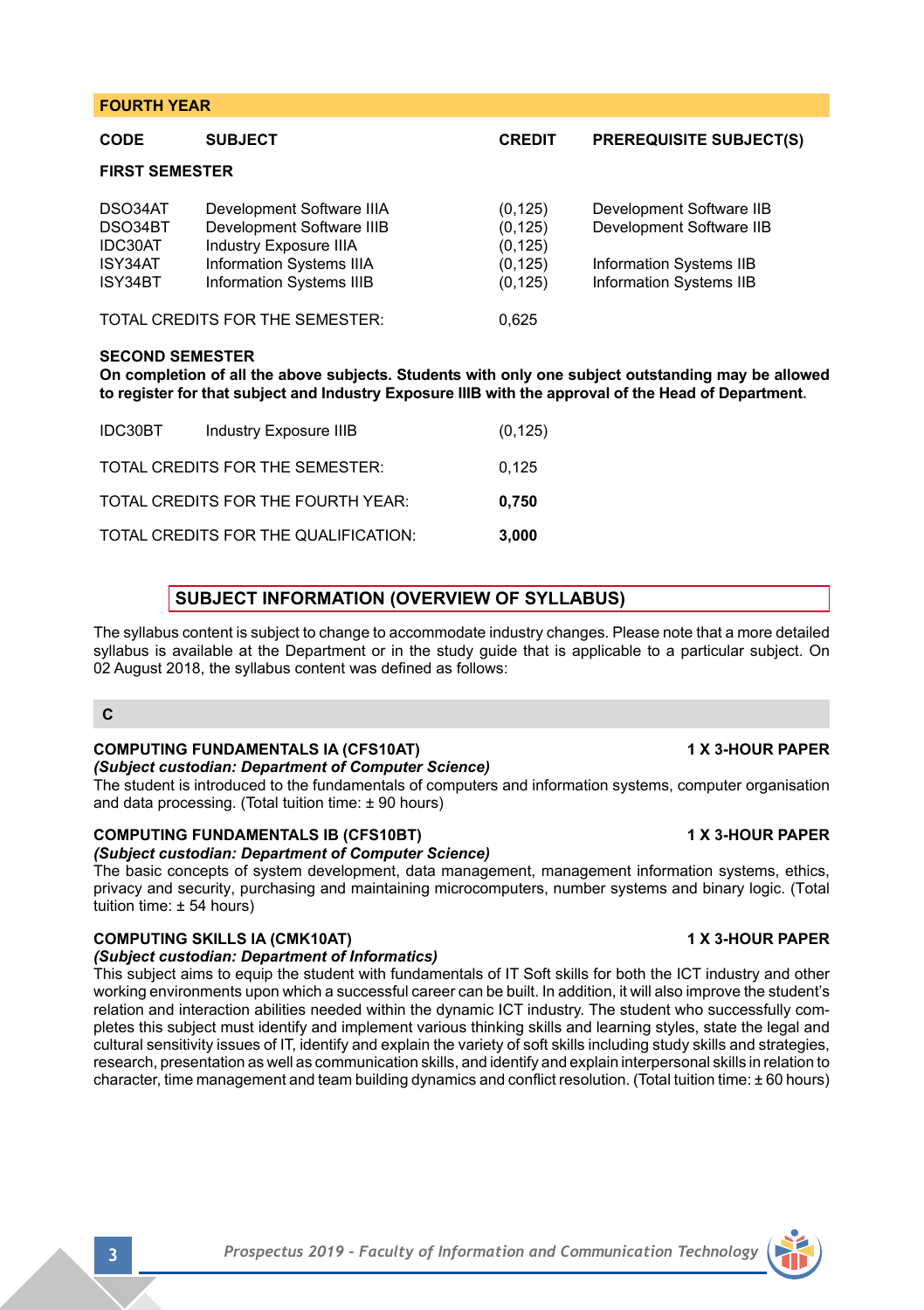## FOURTH YEAR

| CODE | SUBJECT | CREDIT | PREREQUISITE SUBJECT(S) |
|---|---|---|---|
| **FIRST SEMESTER** | | | |
| DSO34AT | Development Software IIIA | (0,125) | Development Software IIB |
| DSO34BT | Development Software IIIB | (0,125) | Development Software IIB |
| IDC30AT | Industry Exposure IIIA | (0,125) | |
| ISY34AT | Information Systems IIIA | (0,125) | Information Systems IIB |
| ISY34BT | Information Systems IIIB | (0,125) | Information Systems IIB |
| TOTAL CREDITS FOR THE SEMESTER: | | 0,625 | |

**SECOND SEMESTER**

**On completion of all the above subjects. Students with only one subject outstanding may be allowed to register for that subject and Industry Exposure IIIB with the approval of the Head of Department.**

| CODE | SUBJECT | CREDIT |
|---|---|---|
| IDC30BT | Industry Exposure IIIB | (0,125) |
| TOTAL CREDITS FOR THE SEMESTER: | | 0,125 |
| TOTAL CREDITS FOR THE FOURTH YEAR: | | **0,750** |
| TOTAL CREDITS FOR THE QUALIFICATION: | | **3,000** |

## SUBJECT INFORMATION (OVERVIEW OF SYLLABUS)

The syllabus content is subject to change to accommodate industry changes. Please note that a more detailed syllabus is available at the Department or in the study guide that is applicable to a particular subject. On 02 August 2018, the syllabus content was defined as follows:

### C

**COMPUTING FUNDAMENTALS IA (CFS10AT)** **1 X 3-HOUR PAPER**
***(Subject custodian: Department of Computer Science)***
The student is introduced to the fundamentals of computers and information systems, computer organisation and data processing. (Total tuition time: ± 90 hours)

**COMPUTING FUNDAMENTALS IB (CFS10BT)** **1 X 3-HOUR PAPER**
***(Subject custodian: Department of Computer Science)***
The basic concepts of system development, data management, management information systems, ethics, privacy and security, purchasing and maintaining microcomputers, number systems and binary logic. (Total tuition time: ± 54 hours)

**COMPUTING SKILLS IA (CMK10AT)** **1 X 3-HOUR PAPER**
***(Subject custodian: Department of Informatics)***
This subject aims to equip the student with fundamentals of IT Soft skills for both the ICT industry and other working environments upon which a successful career can be built. In addition, it will also improve the student's relation and interaction abilities needed within the dynamic ICT industry. The student who successfully completes this subject must identify and implement various thinking skills and learning styles, state the legal and cultural sensitivity issues of IT, identify and explain the variety of soft skills including study skills and strategies, research, presentation as well as communication skills, and identify and explain interpersonal skills in relation to character, time management and team building dynamics and conflict resolution. (Total tuition time: ± 60 hours)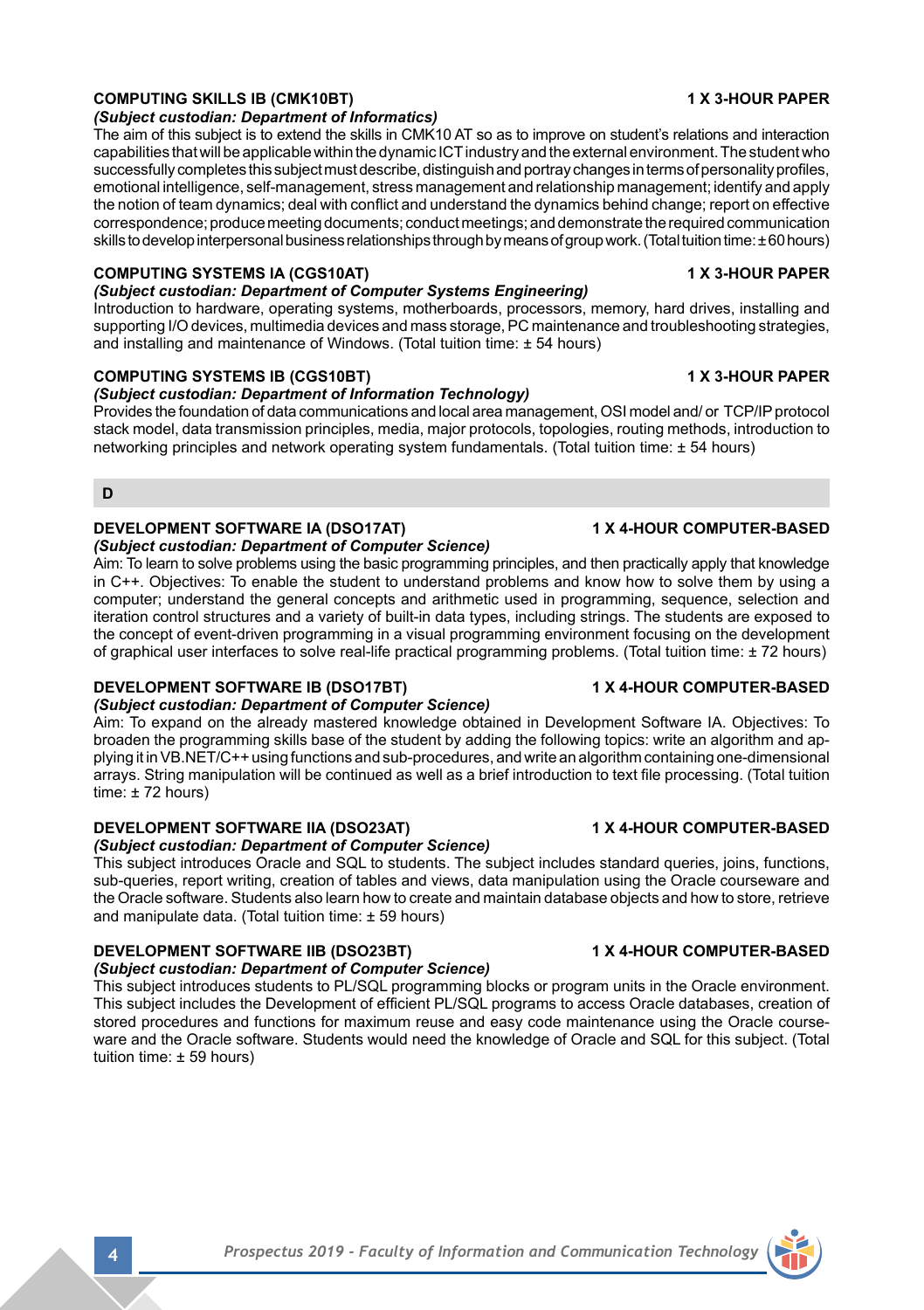### COMPUTING SKILLS IB (CMK10BT) — 1 X 3-HOUR PAPER

*(Subject custodian: Department of Informatics)*

The aim of this subject is to extend the skills in CMK10 AT so as to improve on student's relations and interaction capabilities that will be applicable within the dynamic ICT industry and the external environment. The student who successfully completes this subject must describe, distinguish and portray changes in terms of personality profiles, emotional intelligence, self-management, stress management and relationship management; identify and apply the notion of team dynamics; deal with conflict and understand the dynamics behind change; report on effective correspondence; produce meeting documents; conduct meetings; and demonstrate the required communication skills to develop interpersonal business relationships through by means of group work. (Total tuition time: ± 60 hours)

### COMPUTING SYSTEMS IA (CGS10AT) — 1 X 3-HOUR PAPER

*(Subject custodian: Department of Computer Systems Engineering)*

Introduction to hardware, operating systems, motherboards, processors, memory, hard drives, installing and supporting I/O devices, multimedia devices and mass storage, PC maintenance and troubleshooting strategies, and installing and maintenance of Windows. (Total tuition time: ± 54 hours)

### COMPUTING SYSTEMS IB (CGS10BT) — 1 X 3-HOUR PAPER

*(Subject custodian: Department of Information Technology)*

Provides the foundation of data communications and local area management, OSI model and/ or TCP/IP protocol stack model, data transmission principles, media, major protocols, topologies, routing methods, introduction to networking principles and network operating system fundamentals. (Total tuition time: ± 54 hours)

## D

### DEVELOPMENT SOFTWARE IA (DSO17AT) — 1 X 4-HOUR COMPUTER-BASED

*(Subject custodian: Department of Computer Science)*

Aim: To learn to solve problems using the basic programming principles, and then practically apply that knowledge in C++. Objectives: To enable the student to understand problems and know how to solve them by using a computer; understand the general concepts and arithmetic used in programming, sequence, selection and iteration control structures and a variety of built-in data types, including strings. The students are exposed to the concept of event-driven programming in a visual programming environment focusing on the development of graphical user interfaces to solve real-life practical programming problems. (Total tuition time: ± 72 hours)

### DEVELOPMENT SOFTWARE IB (DSO17BT) — 1 X 4-HOUR COMPUTER-BASED

*(Subject custodian: Department of Computer Science)*

Aim: To expand on the already mastered knowledge obtained in Development Software IA. Objectives: To broaden the programming skills base of the student by adding the following topics: write an algorithm and applying it in VB.NET/C++ using functions and sub-procedures, and write an algorithm containing one-dimensional arrays. String manipulation will be continued as well as a brief introduction to text file processing. (Total tuition time: ± 72 hours)

### DEVELOPMENT SOFTWARE IIA (DSO23AT) — 1 X 4-HOUR COMPUTER-BASED

*(Subject custodian: Department of Computer Science)*

This subject introduces Oracle and SQL to students. The subject includes standard queries, joins, functions, sub-queries, report writing, creation of tables and views, data manipulation using the Oracle courseware and the Oracle software. Students also learn how to create and maintain database objects and how to store, retrieve and manipulate data. (Total tuition time: ± 59 hours)

### DEVELOPMENT SOFTWARE IIB (DSO23BT) — 1 X 4-HOUR COMPUTER-BASED

*(Subject custodian: Department of Computer Science)*

This subject introduces students to PL/SQL programming blocks or program units in the Oracle environment. This subject includes the Development of efficient PL/SQL programs to access Oracle databases, creation of stored procedures and functions for maximum reuse and easy code maintenance using the Oracle courseware and the Oracle software. Students would need the knowledge of Oracle and SQL for this subject. (Total tuition time: ± 59 hours)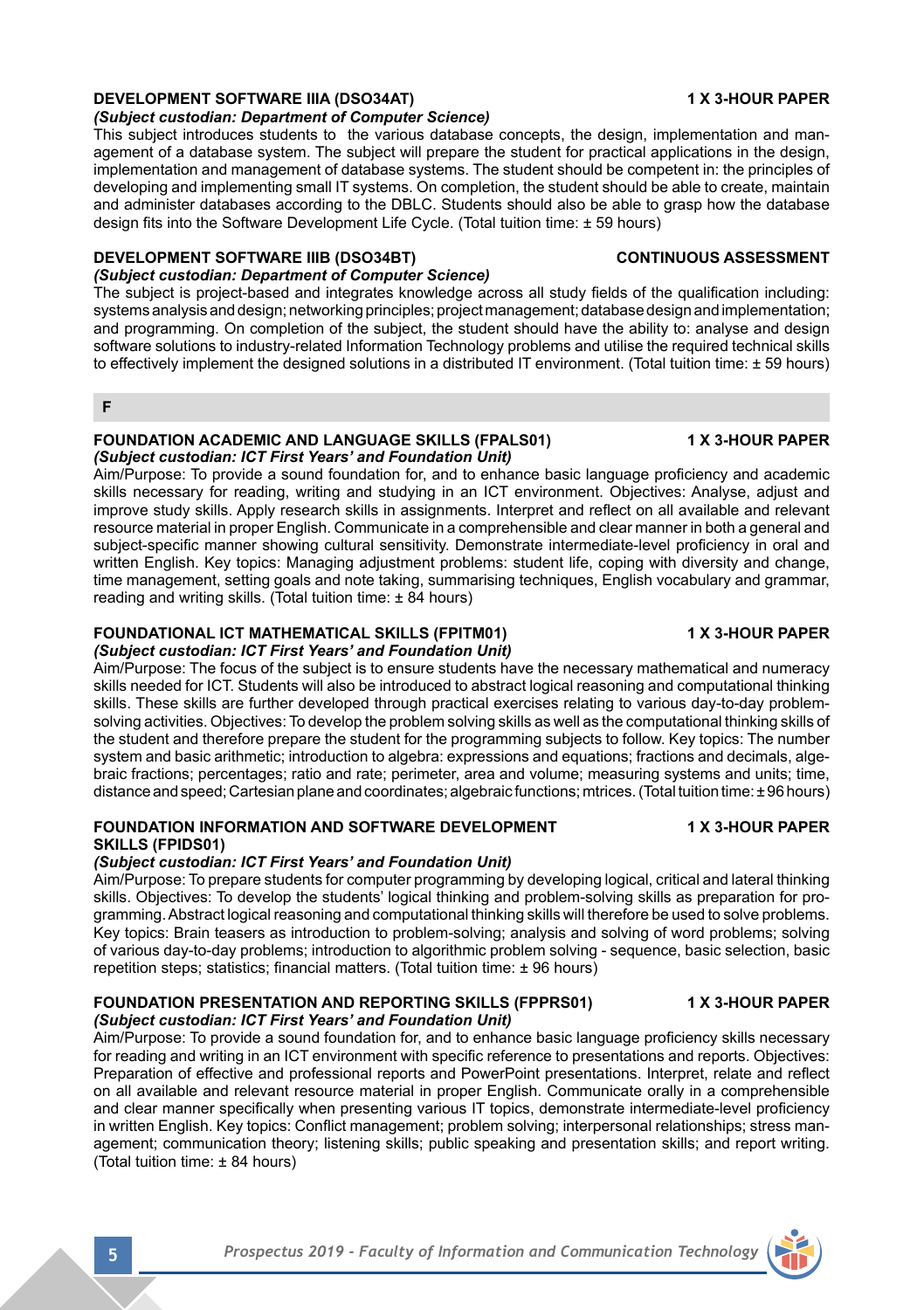### DEVELOPMENT SOFTWARE IIIA (DSO34AT) — 1 X 3-HOUR PAPER

***(Subject custodian: Department of Computer Science)***

This subject introduces students to the various database concepts, the design, implementation and management of a database system. The subject will prepare the student for practical applications in the design, implementation and management of database systems. The student should be competent in: the principles of developing and implementing small IT systems. On completion, the student should be able to create, maintain and administer databases according to the DBLC. Students should also be able to grasp how the database design fits into the Software Development Life Cycle. (Total tuition time: ± 59 hours)

### DEVELOPMENT SOFTWARE IIIB (DSO34BT) — CONTINUOUS ASSESSMENT

***(Subject custodian: Department of Computer Science)***

The subject is project-based and integrates knowledge across all study fields of the qualification including: systems analysis and design; networking principles; project management; database design and implementation; and programming. On completion of the subject, the student should have the ability to: analyse and design software solutions to industry-related Information Technology problems and utilise the required technical skills to effectively implement the designed solutions in a distributed IT environment. (Total tuition time: ± 59 hours)

## F

### FOUNDATION ACADEMIC AND LANGUAGE SKILLS (FPALS01) — 1 X 3-HOUR PAPER

***(Subject custodian: ICT First Years' and Foundation Unit)***

Aim/Purpose: To provide a sound foundation for, and to enhance basic language proficiency and academic skills necessary for reading, writing and studying in an ICT environment. Objectives: Analyse, adjust and improve study skills. Apply research skills in assignments. Interpret and reflect on all available and relevant resource material in proper English. Communicate in a comprehensible and clear manner in both a general and subject-specific manner showing cultural sensitivity. Demonstrate intermediate-level proficiency in oral and written English. Key topics: Managing adjustment problems: student life, coping with diversity and change, time management, setting goals and note taking, summarising techniques, English vocabulary and grammar, reading and writing skills. (Total tuition time: ± 84 hours)

### FOUNDATIONAL ICT MATHEMATICAL SKILLS (FPITM01) — 1 X 3-HOUR PAPER

***(Subject custodian: ICT First Years' and Foundation Unit)***

Aim/Purpose: The focus of the subject is to ensure students have the necessary mathematical and numeracy skills needed for ICT. Students will also be introduced to abstract logical reasoning and computational thinking skills. These skills are further developed through practical exercises relating to various day-to-day problem-solving activities. Objectives: To develop the problem solving skills as well as the computational thinking skills of the student and therefore prepare the student for the programming subjects to follow. Key topics: The number system and basic arithmetic; introduction to algebra: expressions and equations; fractions and decimals, algebraic fractions; percentages; ratio and rate; perimeter, area and volume; measuring systems and units; time, distance and speed; Cartesian plane and coordinates; algebraic functions; mtrices. (Total tuition time: ± 96 hours)

### FOUNDATION INFORMATION AND SOFTWARE DEVELOPMENT SKILLS (FPIDS01) — 1 X 3-HOUR PAPER

***(Subject custodian: ICT First Years' and Foundation Unit)***

Aim/Purpose: To prepare students for computer programming by developing logical, critical and lateral thinking skills. Objectives: To develop the students' logical thinking and problem-solving skills as preparation for programming. Abstract logical reasoning and computational thinking skills will therefore be used to solve problems. Key topics: Brain teasers as introduction to problem-solving; analysis and solving of word problems; solving of various day-to-day problems; introduction to algorithmic problem solving - sequence, basic selection, basic repetition steps; statistics; financial matters. (Total tuition time: ± 96 hours)

### FOUNDATION PRESENTATION AND REPORTING SKILLS (FPPRS01) — 1 X 3-HOUR PAPER

***(Subject custodian: ICT First Years' and Foundation Unit)***

Aim/Purpose: To provide a sound foundation for, and to enhance basic language proficiency skills necessary for reading and writing in an ICT environment with specific reference to presentations and reports. Objectives: Preparation of effective and professional reports and PowerPoint presentations. Interpret, relate and reflect on all available and relevant resource material in proper English. Communicate orally in a comprehensible and clear manner specifically when presenting various IT topics, demonstrate intermediate-level proficiency in written English. Key topics: Conflict management; problem solving; interpersonal relationships; stress management; communication theory; listening skills; public speaking and presentation skills; and report writing. (Total tuition time: ± 84 hours)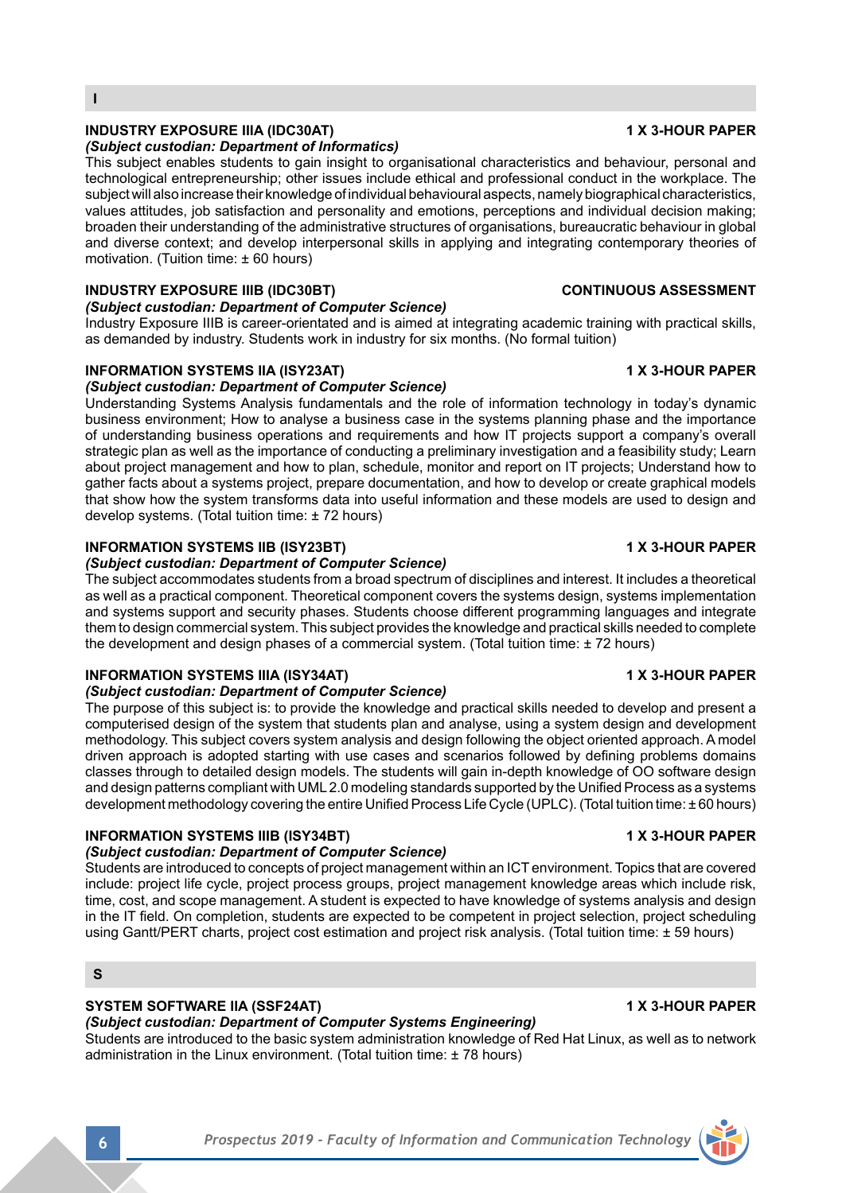## I

**INDUSTRY EXPOSURE IIIA (IDC30AT)** **1 X 3-HOUR PAPER**

*(Subject custodian: Department of Informatics)*

This subject enables students to gain insight to organisational characteristics and behaviour, personal and technological entrepreneurship; other issues include ethical and professional conduct in the workplace. The subject will also increase their knowledge of individual behavioural aspects, namely biographical characteristics, values attitudes, job satisfaction and personality and emotions, perceptions and individual decision making; broaden their understanding of the administrative structures of organisations, bureaucratic behaviour in global and diverse context; and develop interpersonal skills in applying and integrating contemporary theories of motivation. (Tuition time: ± 60 hours)

**INDUSTRY EXPOSURE IIIB (IDC30BT)** **CONTINUOUS ASSESSMENT**

*(Subject custodian: Department of Computer Science)*

Industry Exposure IIIB is career-orientated and is aimed at integrating academic training with practical skills, as demanded by industry. Students work in industry for six months. (No formal tuition)

**INFORMATION SYSTEMS IIA (ISY23AT)** **1 X 3-HOUR PAPER**

*(Subject custodian: Department of Computer Science)*

Understanding Systems Analysis fundamentals and the role of information technology in today's dynamic business environment; How to analyse a business case in the systems planning phase and the importance of understanding business operations and requirements and how IT projects support a company's overall strategic plan as well as the importance of conducting a preliminary investigation and a feasibility study; Learn about project management and how to plan, schedule, monitor and report on IT projects; Understand how to gather facts about a systems project, prepare documentation, and how to develop or create graphical models that show how the system transforms data into useful information and these models are used to design and develop systems. (Total tuition time: ± 72 hours)

**INFORMATION SYSTEMS IIB (ISY23BT)** **1 X 3-HOUR PAPER**

*(Subject custodian: Department of Computer Science)*

The subject accommodates students from a broad spectrum of disciplines and interest. It includes a theoretical as well as a practical component. Theoretical component covers the systems design, systems implementation and systems support and security phases. Students choose different programming languages and integrate them to design commercial system. This subject provides the knowledge and practical skills needed to complete the development and design phases of a commercial system. (Total tuition time: ± 72 hours)

**INFORMATION SYSTEMS IIIA (ISY34AT)** **1 X 3-HOUR PAPER**

*(Subject custodian: Department of Computer Science)*

The purpose of this subject is: to provide the knowledge and practical skills needed to develop and present a computerised design of the system that students plan and analyse, using a system design and development methodology. This subject covers system analysis and design following the object oriented approach. A model driven approach is adopted starting with use cases and scenarios followed by defining problems domains classes through to detailed design models. The students will gain in-depth knowledge of OO software design and design patterns compliant with UML 2.0 modeling standards supported by the Unified Process as a systems development methodology covering the entire Unified Process Life Cycle (UPLC). (Total tuition time: ± 60 hours)

**INFORMATION SYSTEMS IIIB (ISY34BT)** **1 X 3-HOUR PAPER**

*(Subject custodian: Department of Computer Science)*

Students are introduced to concepts of project management within an ICT environment. Topics that are covered include: project life cycle, project process groups, project management knowledge areas which include risk, time, cost, and scope management. A student is expected to have knowledge of systems analysis and design in the IT field. On completion, students are expected to be competent in project selection, project scheduling using Gantt/PERT charts, project cost estimation and project risk analysis. (Total tuition time: ± 59 hours)

## S

**SYSTEM SOFTWARE IIA (SSF24AT)** **1 X 3-HOUR PAPER**

*(Subject custodian: Department of Computer Systems Engineering)*

Students are introduced to the basic system administration knowledge of Red Hat Linux, as well as to network administration in the Linux environment. (Total tuition time: ± 78 hours)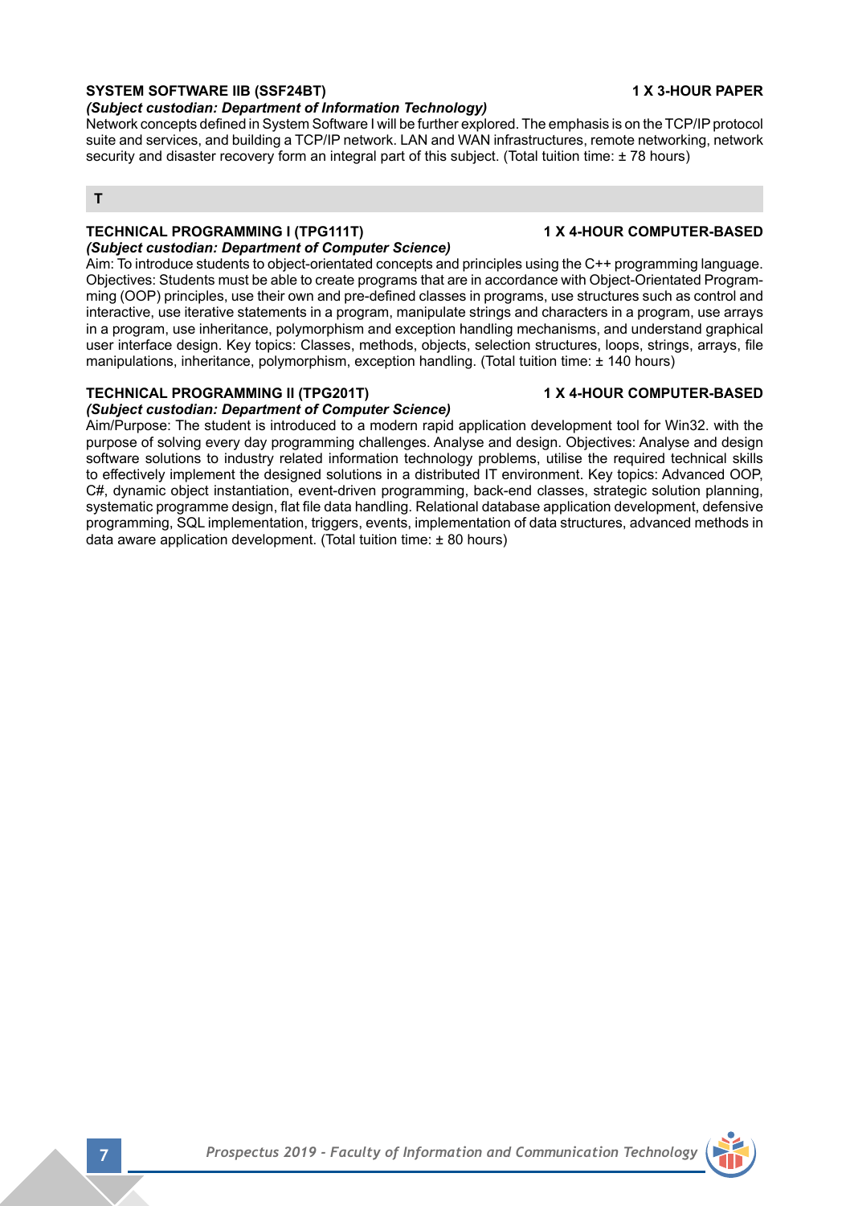**SYSTEM SOFTWARE IIB (SSF24BT)** **1 X 3-HOUR PAPER**
***(Subject custodian: Department of Information Technology)***
Network concepts defined in System Software I will be further explored. The emphasis is on the TCP/IP protocol suite and services, and building a TCP/IP network. LAN and WAN infrastructures, remote networking, network security and disaster recovery form an integral part of this subject. (Total tuition time: ± 78 hours)

## T

**TECHNICAL PROGRAMMING I (TPG111T)** **1 X 4-HOUR COMPUTER-BASED**
***(Subject custodian: Department of Computer Science)***
Aim: To introduce students to object-orientated concepts and principles using the C++ programming language. Objectives: Students must be able to create programs that are in accordance with Object-Orientated Programming (OOP) principles, use their own and pre-defined classes in programs, use structures such as control and interactive, use iterative statements in a program, manipulate strings and characters in a program, use arrays in a program, use inheritance, polymorphism and exception handling mechanisms, and understand graphical user interface design. Key topics: Classes, methods, objects, selection structures, loops, strings, arrays, file manipulations, inheritance, polymorphism, exception handling. (Total tuition time: ± 140 hours)

**TECHNICAL PROGRAMMING II (TPG201T)** **1 X 4-HOUR COMPUTER-BASED**
***(Subject custodian: Department of Computer Science)***
Aim/Purpose: The student is introduced to a modern rapid application development tool for Win32. with the purpose of solving every day programming challenges. Analyse and design. Objectives: Analyse and design software solutions to industry related information technology problems, utilise the required technical skills to effectively implement the designed solutions in a distributed IT environment. Key topics: Advanced OOP, C#, dynamic object instantiation, event-driven programming, back-end classes, strategic solution planning, systematic programme design, flat file data handling. Relational database application development, defensive programming, SQL implementation, triggers, events, implementation of data structures, advanced methods in data aware application development. (Total tuition time: ± 80 hours)